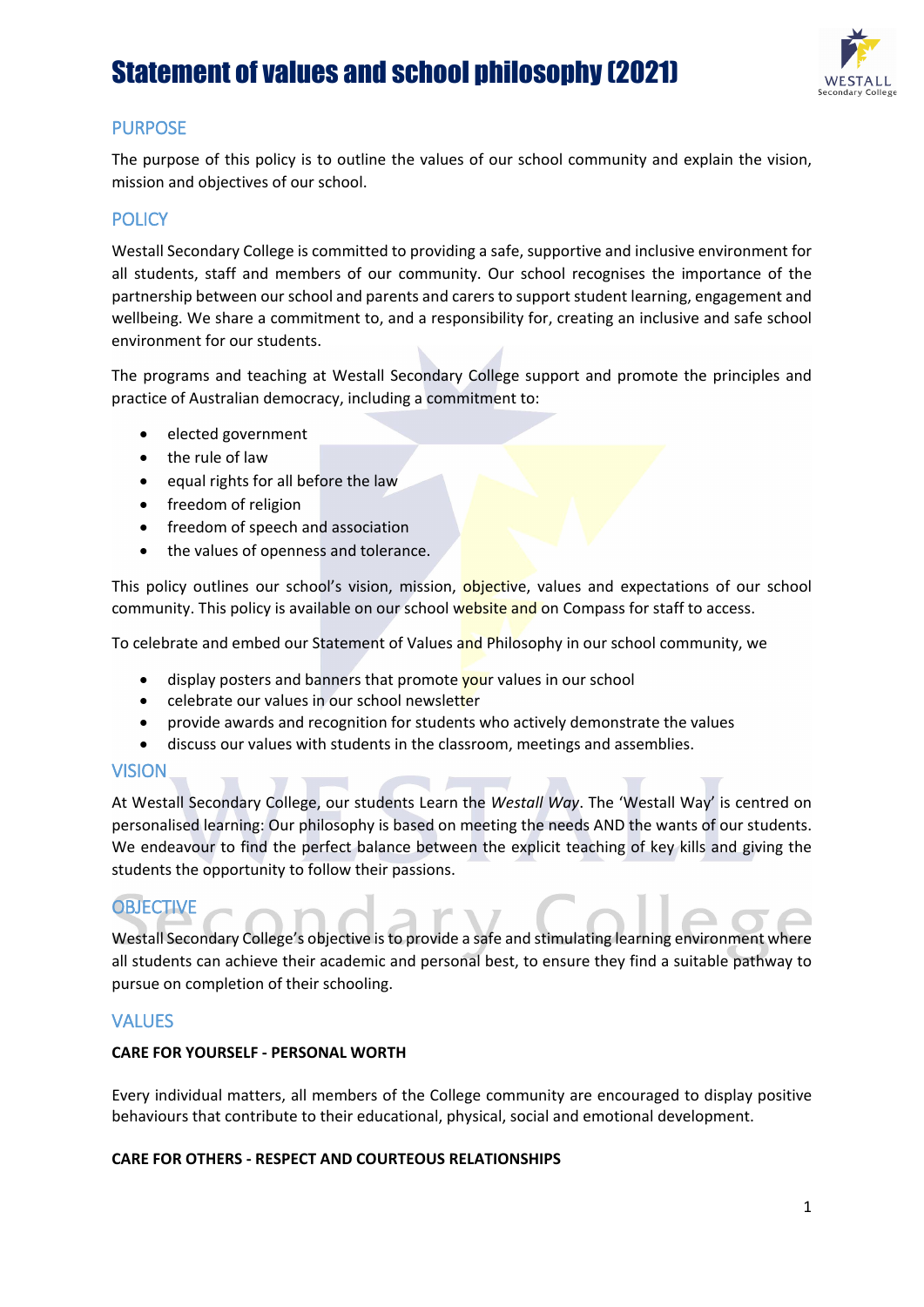# Statement of values and school philosophy (2021)

## PURPOSE

The purpose of this policy is to outline the values of our school community and explain the vision, mission and objectives of our school.

## POLICY

Westall Secondary College is committed to providing a safe, supportive and inclusive environment for all students, staff and members of our community. Our school recognises the importance of the partnership between our school and parents and carers to support student learning, engagement and wellbeing. We share a commitment to, and a responsibility for, creating an inclusive and safe school environment for our students.

The programs and teaching at Westall Secondary College support and promote the principles and practice of Australian democracy, including a commitment to:

- elected government
- the rule of law
- equal rights for all before the law
- freedom of religion
- freedom of speech and association
- the values of openness and tolerance.

This policy outlines our school's vision, mission, objective, values and expectations of our school community. This policy is available on our school website and on Compass for staff to access.

To celebrate and embed our Statement of Values and Philosophy in our school community, we

- display posters and banners that promote your values in our school
- celebrate our values in our school newsletter
- provide awards and recognition for students who actively demonstrate the values
- discuss our values with students in the classroom, meetings and assemblies.

## VISION

At Westall Secondary College, our students Learn the *Westall Way*. The 'Westall Way' is centred on personalised learning: Our philosophy is based on meeting the needs AND the wants of our students. We endeavour to find the perfect balance between the explicit teaching of key kills and giving the students the opportunity to follow their passions.

## OBJECTIVE

Westall Secondary College's objective is to provide a safe and stimulating learning environment where all students can achieve their academic and personal best, to ensure they find a suitable pathway to pursue on completion of their schooling.

## VALUES

**CARE FOR YOURSELF - PERSONAL WORTH**

Every individual matters, all members of the College community are encouraged to display positive behaviours that contribute to their educational, physical, social and emotional development.

**CARE FOR OTHERS - RESPECT AND COURTEOUS RELATIONSHIPS**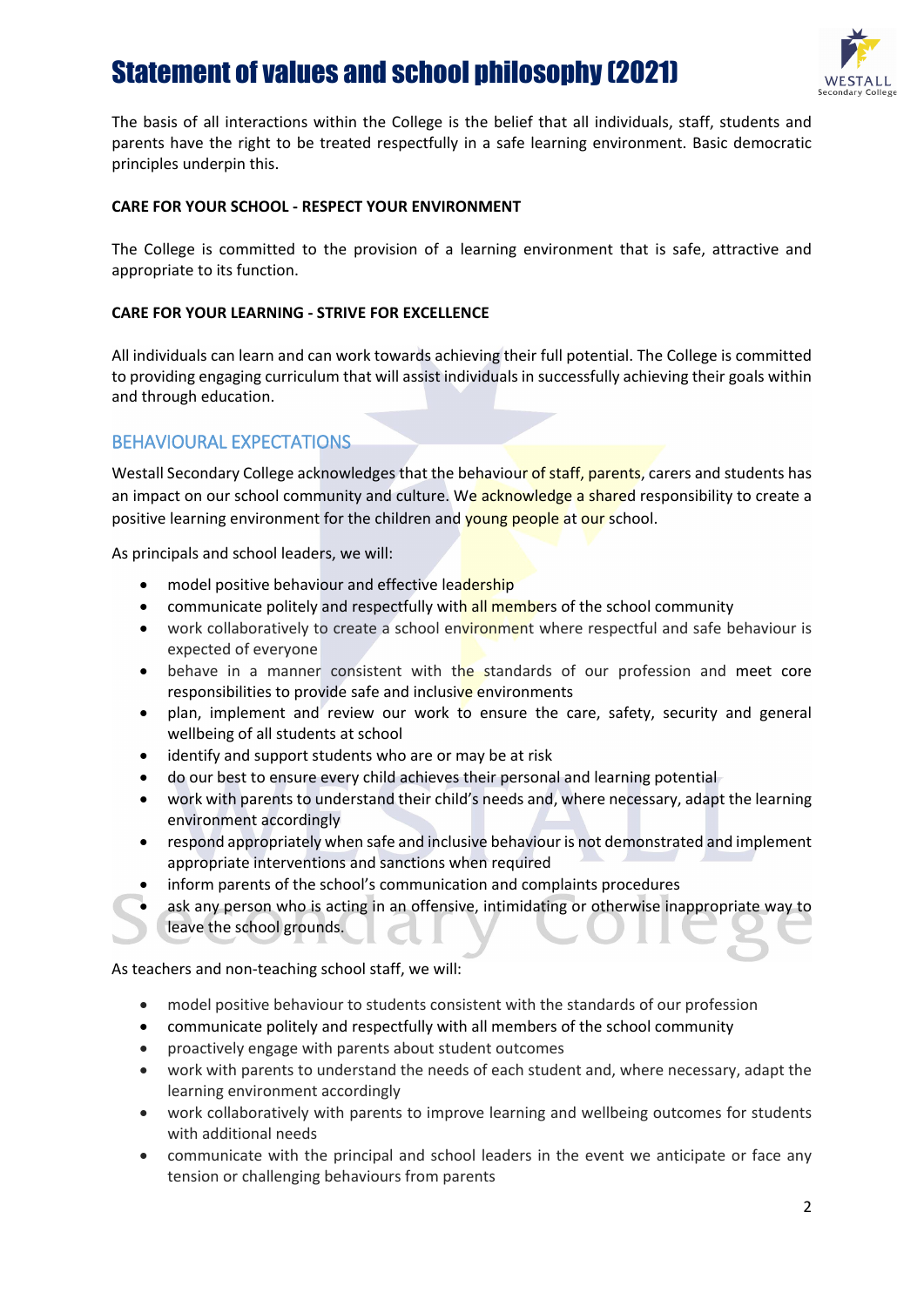# Statement of values and school philosophy (2021)

The basis of all interactions within the College is the belief that all individuals, staff, students and parents have the right to be treated respectfully in a safe learning environment. Basic democratic principles underpin this.

**CARE FOR YOUR SCHOOL - RESPECT YOUR ENVIRONMENT**

The College is committed to the provision of a learning environment that is safe, attractive and appropriate to its function.

**CARE FOR YOUR LEARNING - STRIVE FOR EXCELLENCE**

All individuals can learn and can work towards achieving their full potential. The College is committed to providing engaging curriculum that will assist individuals in successfully achieving their goals within and through education.

## BEHAVIOURAL EXPECTATIONS

Westall Secondary College acknowledges that the behaviour of staff, parents, carers and students has an impact on our school community and culture. We acknowledge a shared responsibility to create a positive learning environment for the children and young people at our school.

As principals and school leaders, we will:

- model positive behaviour and effective leadership
- communicate politely and respectfully with all members of the school community
- work collaboratively to create a school environment where respectful and safe behaviour is expected of everyone
- behave in a manner consistent with the standards of our profession and meet core responsibilities to provide safe and inclusive environments
- plan, implement and review our work to ensure the care, safety, security and general wellbeing of all students at school
- identify and support students who are or may be at risk
- do our best to ensure every child achieves their personal and learning potential
- work with parents to understand their child's needs and, where necessary, adapt the learning environment accordingly
- respond appropriately when safe and inclusive behaviour is not demonstrated and implement appropriate interventions and sanctions when required
- inform parents of the school's communication and complaints procedures
- ask any person who is acting in an offensive, intimidating or otherwise inappropriate way to leave the school grounds.

As teachers and non-teaching school staff, we will:

- model positive behaviour to students consistent with the standards of our profession
- communicate politely and respectfully with all members of the school community
- proactively engage with parents about student outcomes
- work with parents to understand the needs of each student and, where necessary, adapt the learning environment accordingly
- work collaboratively with parents to improve learning and wellbeing outcomes for students with additional needs
- communicate with the principal and school leaders in the event we anticipate or face any tension or challenging behaviours from parents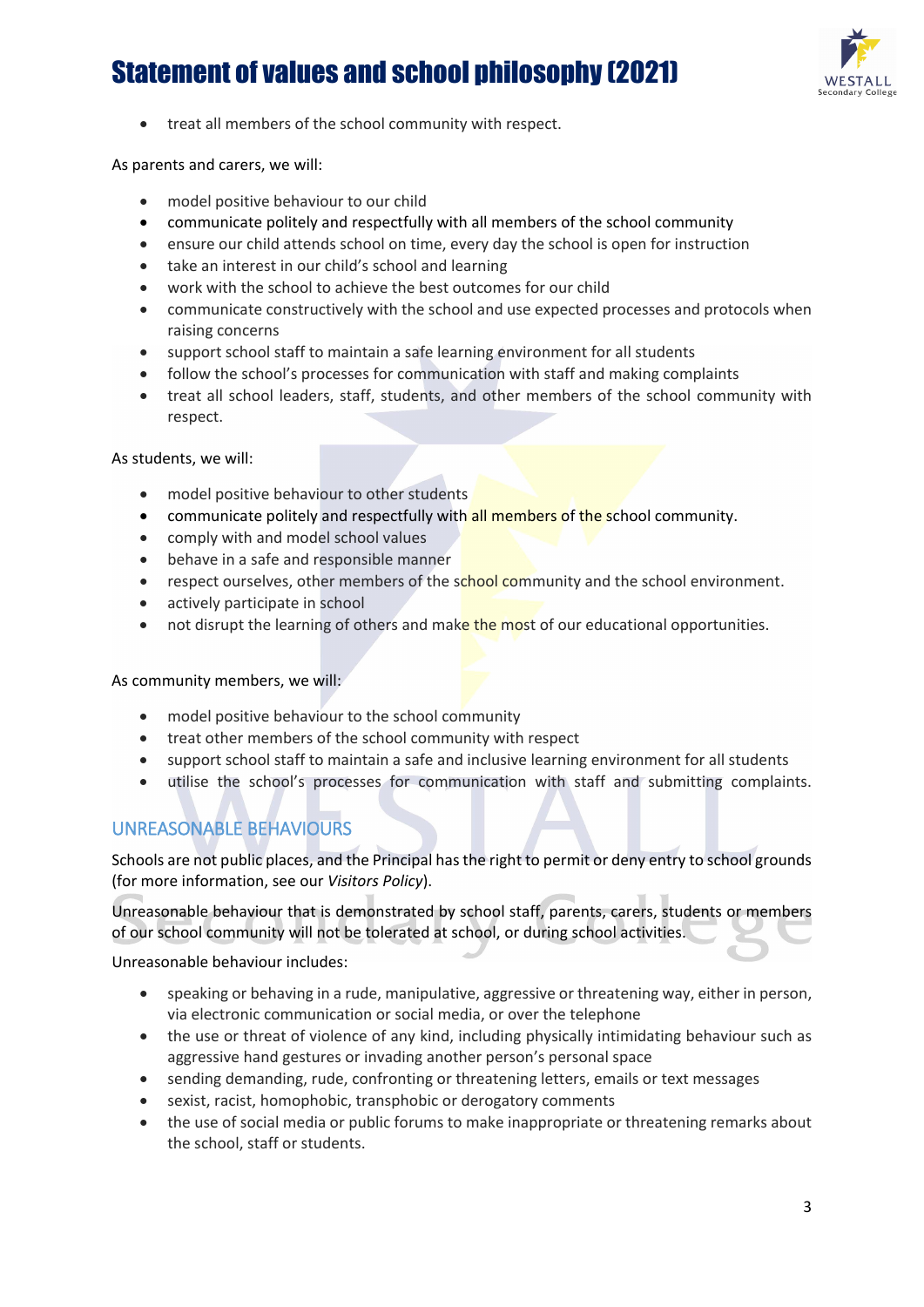- treat all members of the school community with respect.

As parents and carers, we will:

- model positive behaviour to our child
- communicate politely and respectfully with all members of the school community
- ensure our child attends school on time, every day the school is open for instruction
- take an interest in our child's school and learning
- work with the school to achieve the best outcomes for our child
- communicate constructively with the school and use expected processes and protocols when raising concerns
- support school staff to maintain a safe learning environment for all students
- follow the school's processes for communication with staff and making complaints
- treat all school leaders, staff, students, and other members of the school community with respect.

As students, we will:

- model positive behaviour to other students
- communicate politely and respectfully with all members of the school community.
- comply with and model school values
- behave in a safe and responsible manner
- respect ourselves, other members of the school community and the school environment.
- actively participate in school
- not disrupt the learning of others and make the most of our educational opportunities.

As community members, we will:

- model positive behaviour to the school community
- treat other members of the school community with respect
- support school staff to maintain a safe and inclusive learning environment for all students
- utilise the school's processes for communication with staff and submitting complaints.

## UNREASONABLE BEHAVIOURS

Schools are not public places, and the Principal has the right to permit or deny entry to school grounds (for more information, see our *Visitors Policy*).

Unreasonable behaviour that is demonstrated by school staff, parents, carers, students or members of our school community will not be tolerated at school, or during school activities.

Unreasonable behaviour includes:

- speaking or behaving in a rude, manipulative, aggressive or threatening way, either in person, via electronic communication or social media, or over the telephone
- the use or threat of violence of any kind, including physically intimidating behaviour such as aggressive hand gestures or invading another person's personal space
- sending demanding, rude, confronting or threatening letters, emails or text messages
- sexist, racist, homophobic, transphobic or derogatory comments
- the use of social media or public forums to make inappropriate or threatening remarks about the school, staff or students.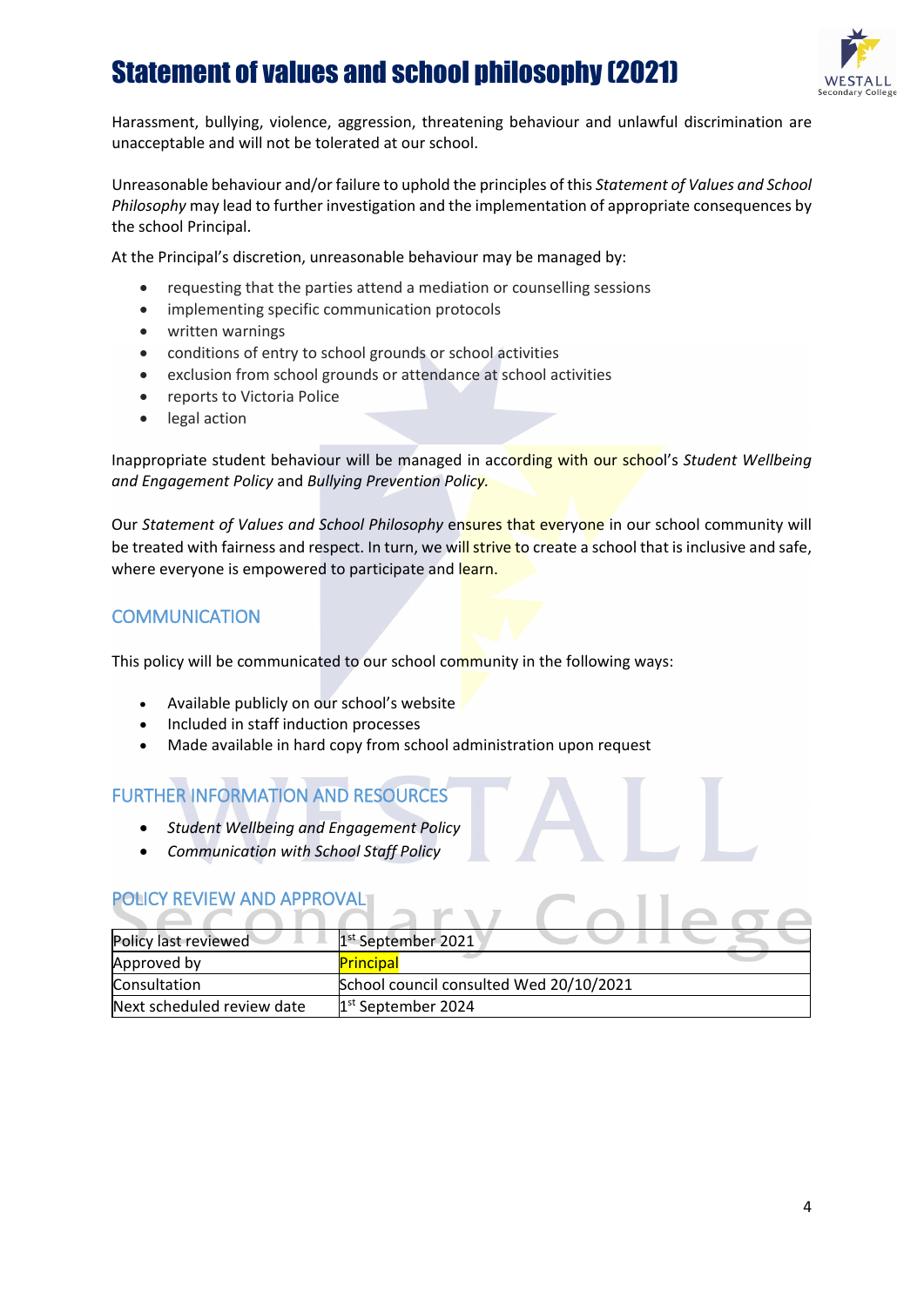# Statement of values and school philosophy (2021)

Harassment, bullying, violence, aggression, threatening behaviour and unlawful discrimination are unacceptable and will not be tolerated at our school.

Unreasonable behaviour and/or failure to uphold the principles of this *Statement of Values and School Philosophy* may lead to further investigation and the implementation of appropriate consequences by the school Principal.

At the Principal's discretion, unreasonable behaviour may be managed by:

- requesting that the parties attend a mediation or counselling sessions
- implementing specific communication protocols
- written warnings
- conditions of entry to school grounds or school activities
- exclusion from school grounds or attendance at school activities
- reports to Victoria Police
- legal action

Inappropriate student behaviour will be managed in according with our school's *Student Wellbeing and Engagement Policy* and *Bullying Prevention Policy.*

Our *Statement of Values and School Philosophy* ensures that everyone in our school community will be treated with fairness and respect. In turn, we will strive to create a school that is inclusive and safe, where everyone is empowered to participate and learn.

## COMMUNICATION

This policy will be communicated to our school community in the following ways:

- Available publicly on our school's website
- Included in staff induction processes
- Made available in hard copy from school administration upon request

## FURTHER INFORMATION AND RESOURCES

- *Student Wellbeing and Engagement Policy*
- *Communication with School Staff Policy*

## POLICY REVIEW AND APPROVAL

| | |
|---|---|
| Policy last reviewed | 1st September 2021 |
| Approved by | Principal |
| Consultation | School council consulted Wed 20/10/2021 |
| Next scheduled review date | 1st September 2024 |